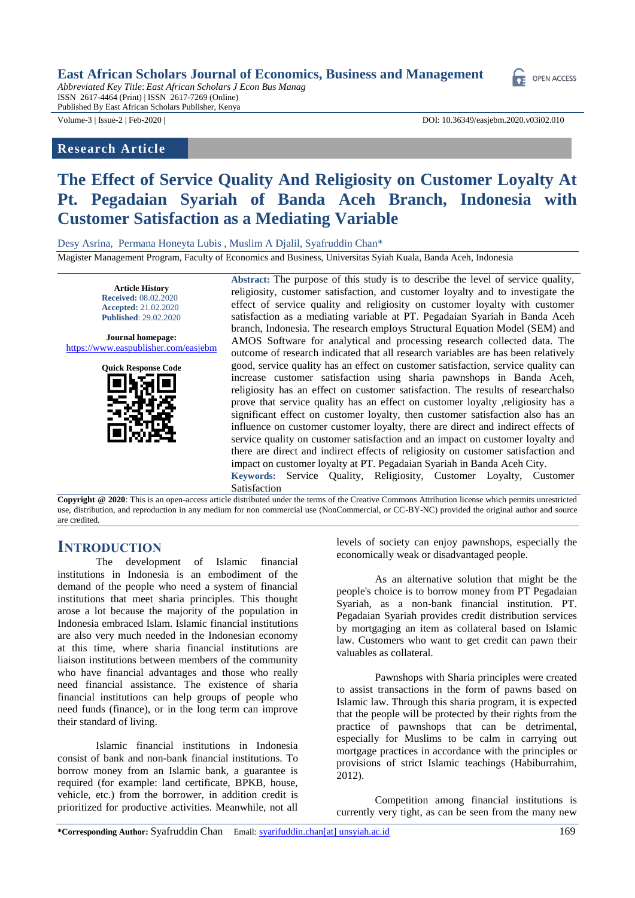East African Scholars Journal of Economics, Business and Management

*Abbreviated Key Title: East African Scholars J Econ Bus Manag*
ISSN 2617-4464 (Print) | ISSN 2617-7269 (Online)
Published By East African Scholars Publisher, Kenya

Volume-3 | Issue-2 | Feb-2020 | DOI: 10.36349/easjebm.2020.v03i02.010

**Research Article**

# The Effect of Service Quality And Religiosity on Customer Loyalty At Pt. Pegadaian Syariah of Banda Aceh Branch, Indonesia with Customer Satisfaction as a Mediating Variable

Desy Asrina, Permana Honeyta Lubis , Muslim A Djalil, Syafruddin Chan*

Magister Management Program, Faculty of Economics and Business, Universitas Syiah Kuala, Banda Aceh, Indonesia

**Article History**
**Received:** 08.02.2020
**Accepted:** 21.02.2020
**Published**: 29.02.2020

**Journal homepage:** https://www.easpublisher.com/easjebm

**Quick Response Code**

**Abstract:** The purpose of this study is to describe the level of service quality, religiosity, customer satisfaction, and customer loyalty and to investigate the effect of service quality and religiosity on customer loyalty with customer satisfaction as a mediating variable at PT. Pegadaian Syariah in Banda Aceh branch, Indonesia. The research employs Structural Equation Model (SEM) and AMOS Software for analytical and processing research collected data. The outcome of research indicated that all research variables are has been relatively good, service quality has an effect on customer satisfaction, service quality can increase customer satisfaction using sharia pawnshops in Banda Aceh, religiosity has an effect on customer satisfaction. The results of researchalso prove that service quality has an effect on customer loyalty ,religiosity has a significant effect on customer loyalty, then customer satisfaction also has an influence on customer customer loyalty, there are direct and indirect effects of service quality on customer satisfaction and an impact on customer loyalty and there are direct and indirect effects of religiosity on customer satisfaction and impact on customer loyalty at PT. Pegadaian Syariah in Banda Aceh City.

**Keywords:** Service Quality, Religiosity, Customer Loyalty, Customer Satisfaction

**Copyright @ 2020**: This is an open-access article distributed under the terms of the Creative Commons Attribution license which permits unrestricted use, distribution, and reproduction in any medium for non commercial use (NonCommercial, or CC-BY-NC) provided the original author and source are credited.

## INTRODUCTION

The development of Islamic financial institutions in Indonesia is an embodiment of the demand of the people who need a system of financial institutions that meet sharia principles. This thought arose a lot because the majority of the population in Indonesia embraced Islam. Islamic financial institutions are also very much needed in the Indonesian economy at this time, where sharia financial institutions are liaison institutions between members of the community who have financial advantages and those who really need financial assistance. The existence of sharia financial institutions can help groups of people who need funds (finance), or in the long term can improve their standard of living.

Islamic financial institutions in Indonesia consist of bank and non-bank financial institutions. To borrow money from an Islamic bank, a guarantee is required (for example: land certificate, BPKB, house, vehicle, etc.) from the borrower, in addition credit is prioritized for productive activities. Meanwhile, not all levels of society can enjoy pawnshops, especially the economically weak or disadvantaged people.

As an alternative solution that might be the people's choice is to borrow money from PT Pegadaian Syariah, as a non-bank financial institution. PT. Pegadaian Syariah provides credit distribution services by mortgaging an item as collateral based on Islamic law. Customers who want to get credit can pawn their valuables as collateral.

Pawnshops with Sharia principles were created to assist transactions in the form of pawns based on Islamic law. Through this sharia program, it is expected that the people will be protected by their rights from the practice of pawnshops that can be detrimental, especially for Muslims to be calm in carrying out mortgage practices in accordance with the principles or provisions of strict Islamic teachings (Habiburrahim, 2012).

Competition among financial institutions is currently very tight, as can be seen from the many new

**\*Corresponding Author:** Syafruddin Chan Email: syarifuddin.chan[at] unsyiah.ac.id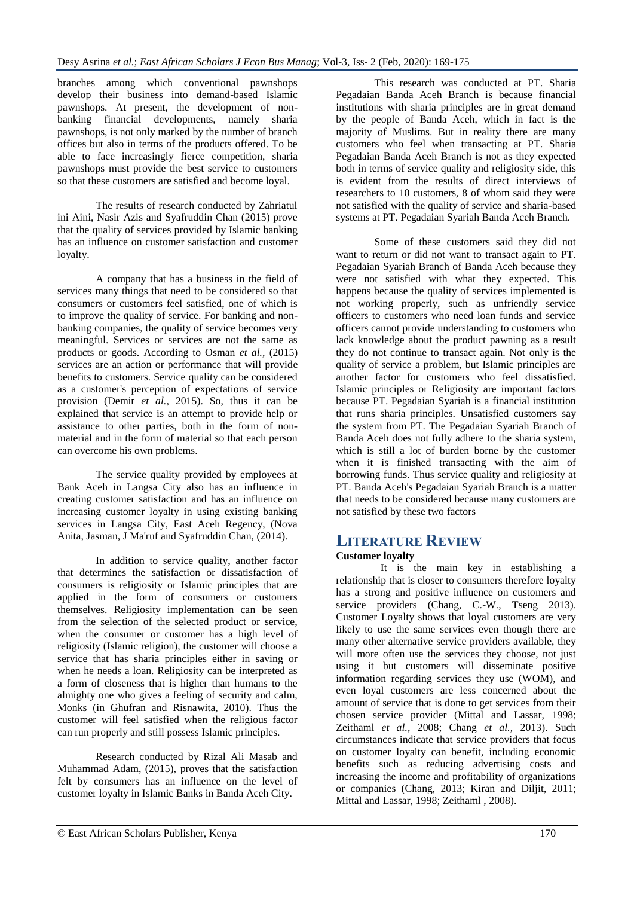branches among which conventional pawnshops develop their business into demand-based Islamic pawnshops. At present, the development of non-banking financial developments, namely sharia pawnshops, is not only marked by the number of branch offices but also in terms of the products offered. To be able to face increasingly fierce competition, sharia pawnshops must provide the best service to customers so that these customers are satisfied and become loyal.

The results of research conducted by Zahriatul ini Aini, Nasir Azis and Syafruddin Chan (2015) prove that the quality of services provided by Islamic banking has an influence on customer satisfaction and customer loyalty.

A company that has a business in the field of services many things that need to be considered so that consumers or customers feel satisfied, one of which is to improve the quality of service. For banking and non-banking companies, the quality of service becomes very meaningful. Services or services are not the same as products or goods. According to Osman *et al.,* (2015) services are an action or performance that will provide benefits to customers. Service quality can be considered as a customer's perception of expectations of service provision (Demir *et al.,* 2015). So, thus it can be explained that service is an attempt to provide help or assistance to other parties, both in the form of non-material and in the form of material so that each person can overcome his own problems.

The service quality provided by employees at Bank Aceh in Langsa City also has an influence in creating customer satisfaction and has an influence on increasing customer loyalty in using existing banking services in Langsa City, East Aceh Regency, (Nova Anita, Jasman, J Ma'ruf and Syafruddin Chan, (2014).

In addition to service quality, another factor that determines the satisfaction or dissatisfaction of consumers is religiosity or Islamic principles that are applied in the form of consumers or customers themselves. Religiosity implementation can be seen from the selection of the selected product or service, when the consumer or customer has a high level of religiosity (Islamic religion), the customer will choose a service that has sharia principles either in saving or when he needs a loan. Religiosity can be interpreted as a form of closeness that is higher than humans to the almighty one who gives a feeling of security and calm, Monks (in Ghufran and Risnawita, 2010). Thus the customer will feel satisfied when the religious factor can run properly and still possess Islamic principles.

Research conducted by Rizal Ali Masab and Muhammad Adam, (2015), proves that the satisfaction felt by consumers has an influence on the level of customer loyalty in Islamic Banks in Banda Aceh City.

This research was conducted at PT. Sharia Pegadaian Banda Aceh Branch is because financial institutions with sharia principles are in great demand by the people of Banda Aceh, which in fact is the majority of Muslims. But in reality there are many customers who feel when transacting at PT. Sharia Pegadaian Banda Aceh Branch is not as they expected both in terms of service quality and religiosity side, this is evident from the results of direct interviews of researchers to 10 customers, 8 of whom said they were not satisfied with the quality of service and sharia-based systems at PT. Pegadaian Syariah Banda Aceh Branch.

Some of these customers said they did not want to return or did not want to transact again to PT. Pegadaian Syariah Branch of Banda Aceh because they were not satisfied with what they expected. This happens because the quality of services implemented is not working properly, such as unfriendly service officers to customers who need loan funds and service officers cannot provide understanding to customers who lack knowledge about the product pawning as a result they do not continue to transact again. Not only is the quality of service a problem, but Islamic principles are another factor for customers who feel dissatisfied. Islamic principles or Religiosity are important factors because PT. Pegadaian Syariah is a financial institution that runs sharia principles. Unsatisfied customers say the system from PT. The Pegadaian Syariah Branch of Banda Aceh does not fully adhere to the sharia system, which is still a lot of burden borne by the customer when it is finished transacting with the aim of borrowing funds. Thus service quality and religiosity at PT. Banda Aceh's Pegadaian Syariah Branch is a matter that needs to be considered because many customers are not satisfied by these two factors

## LITERATURE REVIEW

### Customer loyalty

It is the main key in establishing a relationship that is closer to consumers therefore loyalty has a strong and positive influence on customers and service providers (Chang, C.-W., Tseng 2013). Customer Loyalty shows that loyal customers are very likely to use the same services even though there are many other alternative service providers available, they will more often use the services they choose, not just using it but customers will disseminate positive information regarding services they use (WOM), and even loyal customers are less concerned about the amount of service that is done to get services from their chosen service provider (Mittal and Lassar, 1998; Zeithaml *et al.,* 2008; Chang *et al.,* 2013). Such circumstances indicate that service providers that focus on customer loyalty can benefit, including economic benefits such as reducing advertising costs and increasing the income and profitability of organizations or companies (Chang, 2013; Kiran and Diljit, 2011; Mittal and Lassar, 1998; Zeithaml , 2008).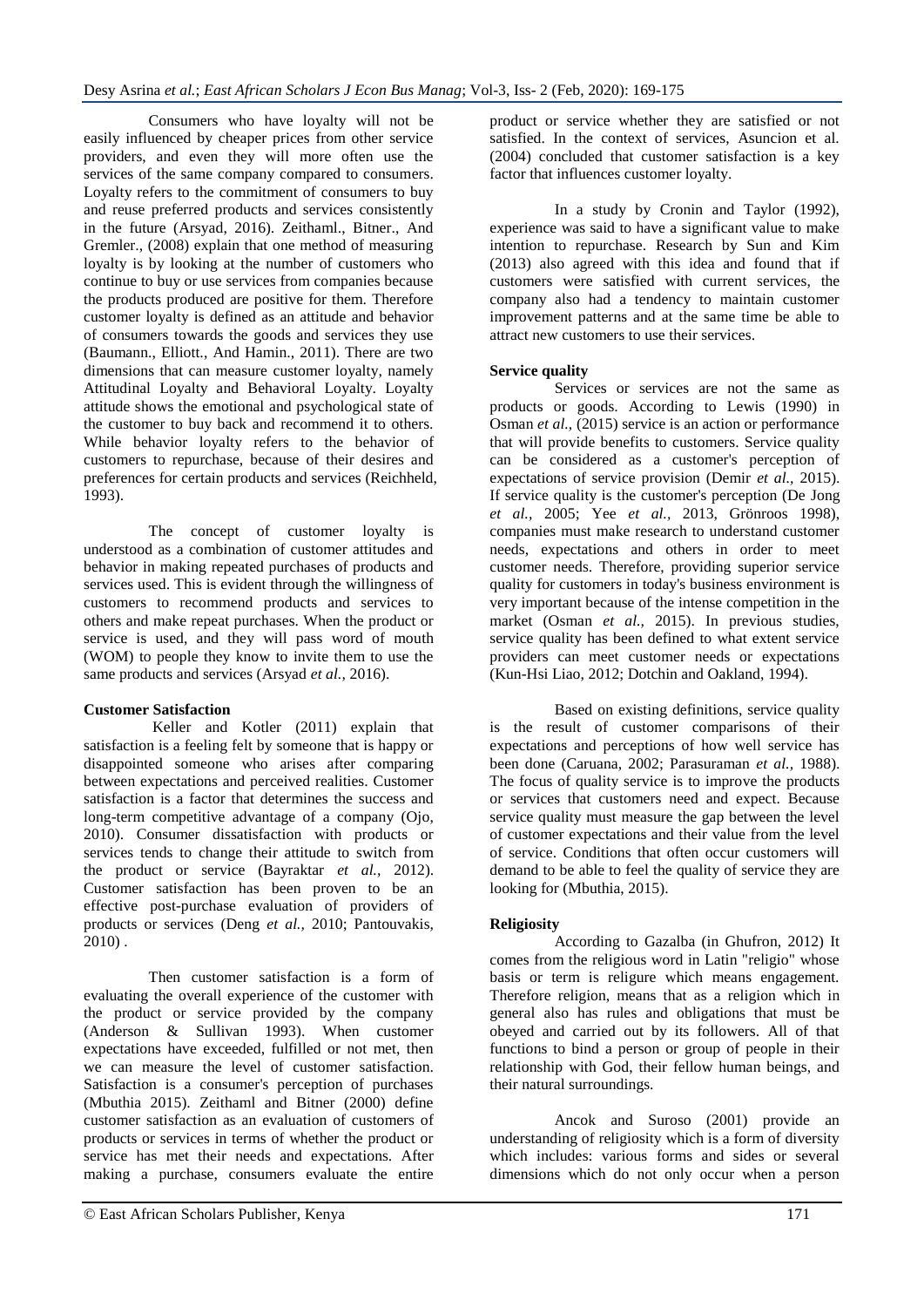Consumers who have loyalty will not be easily influenced by cheaper prices from other service providers, and even they will more often use the services of the same company compared to consumers. Loyalty refers to the commitment of consumers to buy and reuse preferred products and services consistently in the future (Arsyad, 2016). Zeithaml., Bitner., And Gremler., (2008) explain that one method of measuring loyalty is by looking at the number of customers who continue to buy or use services from companies because the products produced are positive for them. Therefore customer loyalty is defined as an attitude and behavior of consumers towards the goods and services they use (Baumann., Elliott., And Hamin., 2011). There are two dimensions that can measure customer loyalty, namely Attitudinal Loyalty and Behavioral Loyalty. Loyalty attitude shows the emotional and psychological state of the customer to buy back and recommend it to others. While behavior loyalty refers to the behavior of customers to repurchase, because of their desires and preferences for certain products and services (Reichheld, 1993).

The concept of customer loyalty is understood as a combination of customer attitudes and behavior in making repeated purchases of products and services used. This is evident through the willingness of customers to recommend products and services to others and make repeat purchases. When the product or service is used, and they will pass word of mouth (WOM) to people they know to invite them to use the same products and services (Arsyad *et al.,* 2016).

**Customer Satisfaction**

Keller and Kotler (2011) explain that satisfaction is a feeling felt by someone that is happy or disappointed someone who arises after comparing between expectations and perceived realities. Customer satisfaction is a factor that determines the success and long-term competitive advantage of a company (Ojo, 2010). Consumer dissatisfaction with products or services tends to change their attitude to switch from the product or service (Bayraktar *et al.,* 2012). Customer satisfaction has been proven to be an effective post-purchase evaluation of providers of products or services (Deng *et al.,* 2010; Pantouvakis, 2010) .

Then customer satisfaction is a form of evaluating the overall experience of the customer with the product or service provided by the company (Anderson & Sullivan 1993). When customer expectations have exceeded, fulfilled or not met, then we can measure the level of customer satisfaction. Satisfaction is a consumer's perception of purchases (Mbuthia 2015). Zeithaml and Bitner (2000) define customer satisfaction as an evaluation of customers of products or services in terms of whether the product or service has met their needs and expectations. After making a purchase, consumers evaluate the entire product or service whether they are satisfied or not satisfied. In the context of services, Asuncion et al. (2004) concluded that customer satisfaction is a key factor that influences customer loyalty.

In a study by Cronin and Taylor (1992), experience was said to have a significant value to make intention to repurchase. Research by Sun and Kim (2013) also agreed with this idea and found that if customers were satisfied with current services, the company also had a tendency to maintain customer improvement patterns and at the same time be able to attract new customers to use their services.

**Service quality**

Services or services are not the same as products or goods. According to Lewis (1990) in Osman *et al.,* (2015) service is an action or performance that will provide benefits to customers. Service quality can be considered as a customer's perception of expectations of service provision (Demir *et al.,* 2015). If service quality is the customer's perception (De Jong *et al.,* 2005; Yee *et al.,* 2013, Grönroos 1998), companies must make research to understand customer needs, expectations and others in order to meet customer needs. Therefore, providing superior service quality for customers in today's business environment is very important because of the intense competition in the market (Osman *et al.,* 2015). In previous studies, service quality has been defined to what extent service providers can meet customer needs or expectations (Kun-Hsi Liao, 2012; Dotchin and Oakland, 1994).

Based on existing definitions, service quality is the result of customer comparisons of their expectations and perceptions of how well service has been done (Caruana, 2002; Parasuraman *et al.,* 1988). The focus of quality service is to improve the products or services that customers need and expect. Because service quality must measure the gap between the level of customer expectations and their value from the level of service. Conditions that often occur customers will demand to be able to feel the quality of service they are looking for (Mbuthia, 2015).

**Religiosity**

According to Gazalba (in Ghufron, 2012) It comes from the religious word in Latin "religio" whose basis or term is religure which means engagement. Therefore religion, means that as a religion which in general also has rules and obligations that must be obeyed and carried out by its followers. All of that functions to bind a person or group of people in their relationship with God, their fellow human beings, and their natural surroundings.

Ancok and Suroso (2001) provide an understanding of religiosity which is a form of diversity which includes: various forms and sides or several dimensions which do not only occur when a person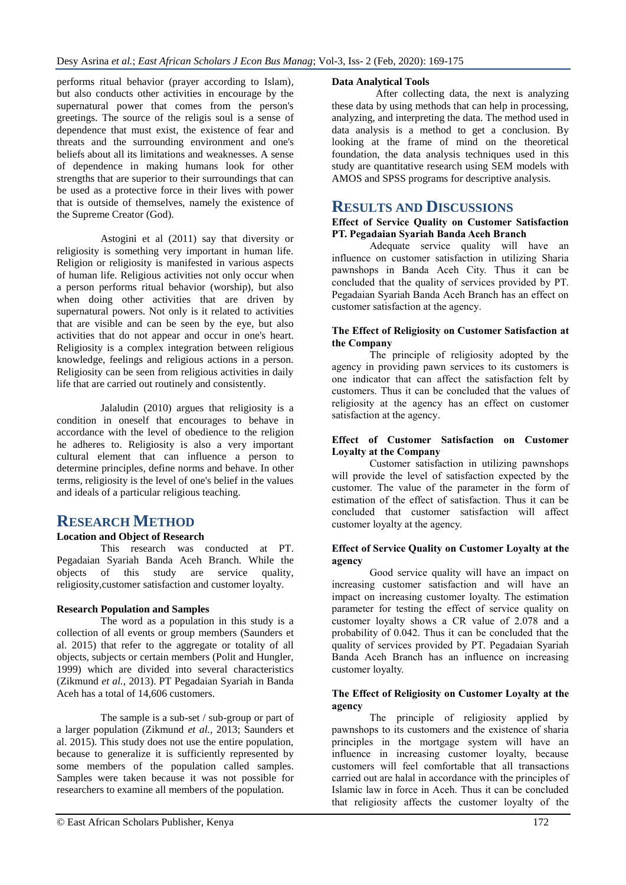performs ritual behavior (prayer according to Islam), but also conducts other activities in encourage by the supernatural power that comes from the person's greetings. The source of the religis soul is a sense of dependence that must exist, the existence of fear and threats and the surrounding environment and one's beliefs about all its limitations and weaknesses. A sense of dependence in making humans look for other strengths that are superior to their surroundings that can be used as a protective force in their lives with power that is outside of themselves, namely the existence of the Supreme Creator (God).

Astogini et al (2011) say that diversity or religiosity is something very important in human life. Religion or religiosity is manifested in various aspects of human life. Religious activities not only occur when a person performs ritual behavior (worship), but also when doing other activities that are driven by supernatural powers. Not only is it related to activities that are visible and can be seen by the eye, but also activities that do not appear and occur in one's heart. Religiosity is a complex integration between religious knowledge, feelings and religious actions in a person. Religiosity can be seen from religious activities in daily life that are carried out routinely and consistently.

Jalaludin (2010) argues that religiosity is a condition in oneself that encourages to behave in accordance with the level of obedience to the religion he adheres to. Religiosity is also a very important cultural element that can influence a person to determine principles, define norms and behave. In other terms, religiosity is the level of one's belief in the values and ideals of a particular religious teaching.

## RESEARCH METHOD

**Location and Object of Research**

This research was conducted at PT. Pegadaian Syariah Banda Aceh Branch. While the objects of this study are service quality, religiosity,customer satisfaction and customer loyalty.

**Research Population and Samples**

The word as a population in this study is a collection of all events or group members (Saunders et al. 2015) that refer to the aggregate or totality of all objects, subjects or certain members (Polit and Hungler, 1999) which are divided into several characteristics (Zikmund *et al.,* 2013). PT Pegadaian Syariah in Banda Aceh has a total of 14,606 customers.

The sample is a sub-set / sub-group or part of a larger population (Zikmund *et al.,* 2013; Saunders et al. 2015). This study does not use the entire population, because to generalize it is sufficiently represented by some members of the population called samples. Samples were taken because it was not possible for researchers to examine all members of the population.

**Data Analytical Tools**

After collecting data, the next is analyzing these data by using methods that can help in processing, analyzing, and interpreting the data. The method used in data analysis is a method to get a conclusion. By looking at the frame of mind on the theoretical foundation, the data analysis techniques used in this study are quantitative research using SEM models with AMOS and SPSS programs for descriptive analysis.

## RESULTS AND DISCUSSIONS

**Effect of Service Quality on Customer Satisfaction PT. Pegadaian Syariah Banda Aceh Branch**

Adequate service quality will have an influence on customer satisfaction in utilizing Sharia pawnshops in Banda Aceh City. Thus it can be concluded that the quality of services provided by PT. Pegadaian Syariah Banda Aceh Branch has an effect on customer satisfaction at the agency.

**The Effect of Religiosity on Customer Satisfaction at the Company**

The principle of religiosity adopted by the agency in providing pawn services to its customers is one indicator that can affect the satisfaction felt by customers. Thus it can be concluded that the values of religiosity at the agency has an effect on customer satisfaction at the agency.

**Effect of Customer Satisfaction on Customer Loyalty at the Company**

Customer satisfaction in utilizing pawnshops will provide the level of satisfaction expected by the customer. The value of the parameter in the form of estimation of the effect of satisfaction. Thus it can be concluded that customer satisfaction will affect customer loyalty at the agency.

**Effect of Service Quality on Customer Loyalty at the agency**

Good service quality will have an impact on increasing customer satisfaction and will have an impact on increasing customer loyalty. The estimation parameter for testing the effect of service quality on customer loyalty shows a CR value of 2.078 and a probability of 0.042. Thus it can be concluded that the quality of services provided by PT. Pegadaian Syariah Banda Aceh Branch has an influence on increasing customer loyalty.

**The Effect of Religiosity on Customer Loyalty at the agency**

The principle of religiosity applied by pawnshops to its customers and the existence of sharia principles in the mortgage system will have an influence in increasing customer loyalty, because customers will feel comfortable that all transactions carried out are halal in accordance with the principles of Islamic law in force in Aceh. Thus it can be concluded that religiosity affects the customer loyalty of the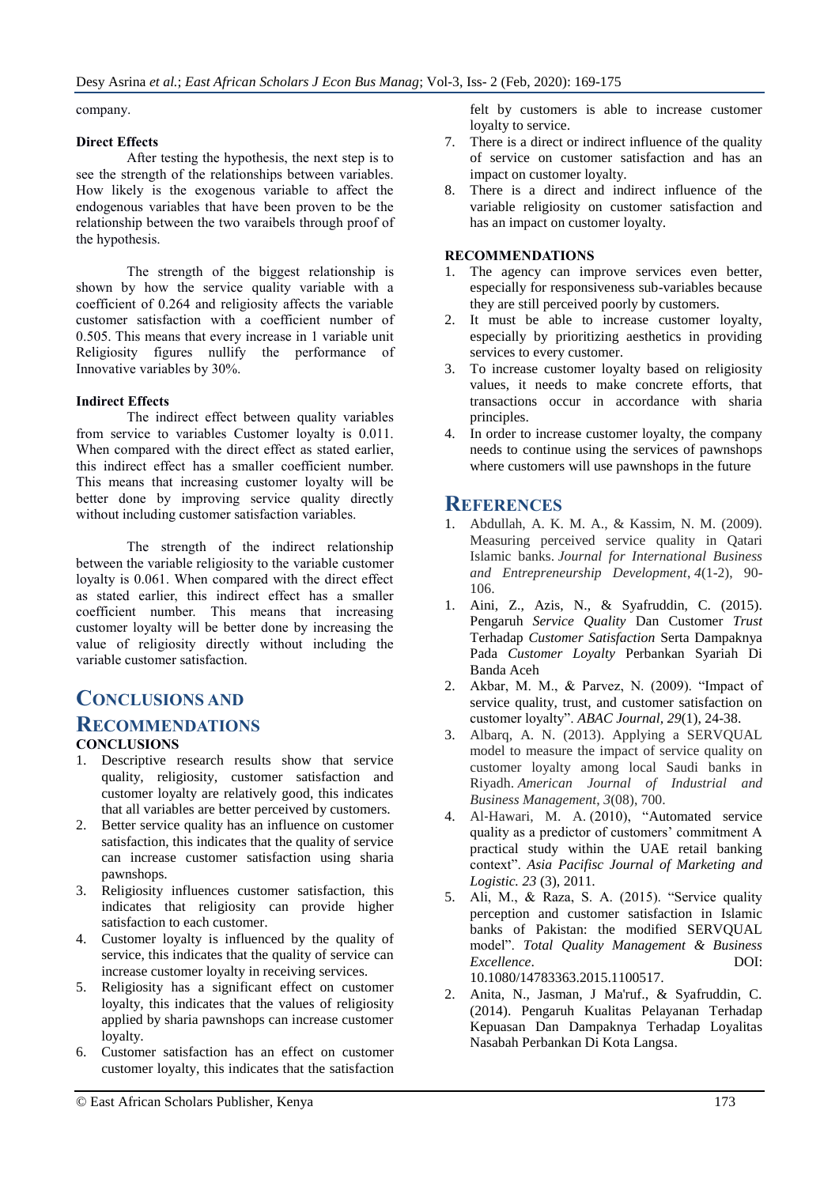company.

### Direct Effects

After testing the hypothesis, the next step is to see the strength of the relationships between variables. How likely is the exogenous variable to affect the endogenous variables that have been proven to be the relationship between the two varaibels through proof of the hypothesis.

The strength of the biggest relationship is shown by how the service quality variable with a coefficient of 0.264 and religiosity affects the variable customer satisfaction with a coefficient number of 0.505. This means that every increase in 1 variable unit Religiosity figures nullify the performance of Innovative variables by 30%.

### Indirect Effects

The indirect effect between quality variables from service to variables Customer loyalty is 0.011. When compared with the direct effect as stated earlier, this indirect effect has a smaller coefficient number. This means that increasing customer loyalty will be better done by improving service quality directly without including customer satisfaction variables.

The strength of the indirect relationship between the variable religiosity to the variable customer loyalty is 0.061. When compared with the direct effect as stated earlier, this indirect effect has a smaller coefficient number. This means that increasing customer loyalty will be better done by increasing the value of religiosity directly without including the variable customer satisfaction.

## CONCLUSIONS AND RECOMMENDATIONS

### CONCLUSIONS

1. Descriptive research results show that service quality, religiosity, customer satisfaction and customer loyalty are relatively good, this indicates that all variables are better perceived by customers.
2. Better service quality has an influence on customer satisfaction, this indicates that the quality of service can increase customer satisfaction using sharia pawnshops.
3. Religiosity influences customer satisfaction, this indicates that religiosity can provide higher satisfaction to each customer.
4. Customer loyalty is influenced by the quality of service, this indicates that the quality of service can increase customer loyalty in receiving services.
5. Religiosity has a significant effect on customer loyalty, this indicates that the values of religiosity applied by sharia pawnshops can increase customer loyalty.
6. Customer satisfaction has an effect on customer customer loyalty, this indicates that the satisfaction felt by customers is able to increase customer loyalty to service.
7. There is a direct or indirect influence of the quality of service on customer satisfaction and has an impact on customer loyalty.
8. There is a direct and indirect influence of the variable religiosity on customer satisfaction and has an impact on customer loyalty.

### RECOMMENDATIONS

1. The agency can improve services even better, especially for responsiveness sub-variables because they are still perceived poorly by customers.
2. It must be able to increase customer loyalty, especially by prioritizing aesthetics in providing services to every customer.
3. To increase customer loyalty based on religiosity values, it needs to make concrete efforts, that transactions occur in accordance with sharia principles.
4. In order to increase customer loyalty, the company needs to continue using the services of pawnshops where customers will use pawnshops in the future

## REFERENCES

1. Abdullah, A. K. M. A., & Kassim, N. M. (2009). Measuring perceived service quality in Qatari Islamic banks. *Journal for International Business and Entrepreneurship Development*, *4*(1-2), 90-106.
1. Aini, Z., Azis, N., & Syafruddin, C. (2015). Pengaruh *Service Quality* Dan Customer *Trust* Terhadap *Customer Satisfaction* Serta Dampaknya Pada *Customer Loyalty* Perbankan Syariah Di Banda Aceh
2. Akbar, M. M., & Parvez, N. (2009). "Impact of service quality, trust, and customer satisfaction on customer loyalty". *ABAC Journal, 29*(1), 24-38.
3. Albarq, A. N. (2013). Applying a SERVQUAL model to measure the impact of service quality on customer loyalty among local Saudi banks in Riyadh. *American Journal of Industrial and Business Management*, *3*(08), 700.
4. Al-Hawari, M. A. (2010), "Automated service quality as a predictor of customers' commitment A practical study within the UAE retail banking context". *Asia Pacifisc Journal of Marketing and Logistic. 23* (3), 2011.
5. Ali, M., & Raza, S. A. (2015). "Service quality perception and customer satisfaction in Islamic banks of Pakistan: the modified SERVQUAL model". *Total Quality Management & Business Excellence*. DOI: 10.1080/14783363.2015.1100517.
2. Anita, N., Jasman, J Ma'ruf., & Syafruddin, C. (2014). Pengaruh Kualitas Pelayanan Terhadap Kepuasan Dan Dampaknya Terhadap Loyalitas Nasabah Perbankan Di Kota Langsa.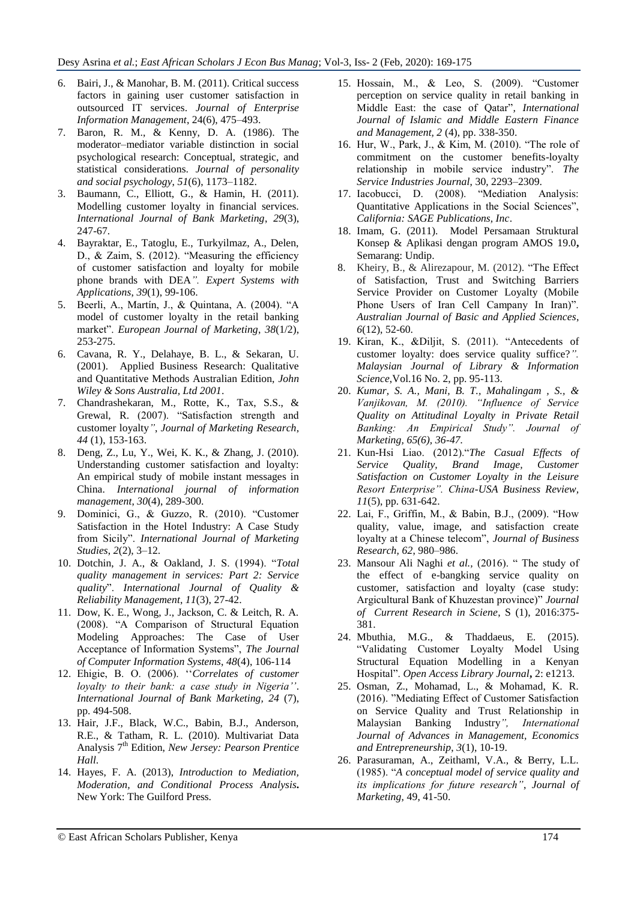6. Bairi, J., & Manohar, B. M. (2011). Critical success factors in gaining user customer satisfaction in outsourced IT services. *Journal of Enterprise Information Management*, 24(6), 475–493.
7. Baron, R. M., & Kenny, D. A. (1986). The moderator–mediator variable distinction in social psychological research: Conceptual, strategic, and statistical considerations. *Journal of personality and social psychology*, *51*(6), 1173–1182.
3. Baumann, C., Elliott, G., & Hamin, H. (2011). Modelling customer loyalty in financial services. *International Journal of Bank Marketing*, *29*(3), 247-67.
4. Bayraktar, E., Tatoglu, E., Turkyilmaz, A., Delen, D., & Zaim, S. (2012). "Measuring the efficiency of customer satisfaction and loyalty for mobile phone brands with DEA*". Expert Systems with Applications*, *39*(1), 99-106.
5. Beerli, A., Martín, J., & Quintana, A. (2004). "A model of customer loyalty in the retail banking market". *European Journal of Marketing*, *38*(1/2), 253-275.
6. Cavana, R. Y., Delahaye, B. L., & Sekaran, U. (2001). Applied Business Research: Qualitative and Quantitative Methods Australian Edition, *John Wiley & Sons Australia, Ltd 2001*.
7. Chandrashekaran, M., Rotte, K., Tax, S.S., & Grewal, R. (2007). "Satisfaction strength and customer loyalty*"*, *Journal of Marketing Research*, *44* (1), 153-163.
8. Deng, Z., Lu, Y., Wei, K. K., & Zhang, J. (2010). Understanding customer satisfaction and loyalty: An empirical study of mobile instant messages in China. *International journal of information management*, *30*(4), 289-300.
9. Dominici, G., & Guzzo, R. (2010). "Customer Satisfaction in the Hotel Industry: A Case Study from Sicily". *International Journal of Marketing Studies*, *2*(2), 3–12.
10. Dotchin, J. A., & Oakland, J. S. (1994). "*Total quality management in services: Part 2: Service quality*". *International Journal of Quality & Reliability Management*, *11*(3), 27-42.
11. Dow, K. E., Wong, J., Jackson, C. & Leitch, R. A. (2008). "A Comparison of Structural Equation Modeling Approaches: The Case of User Acceptance of Information Systems", *The Journal of Computer Information Systems*, *48*(4), 106-114
12. Ehigie, B. O. (2006). ''*Correlates of customer loyalty to their bank: a case study in Nigeria''*. *International Journal of Bank Marketing, 24* (7), pp. 494-508.
13. Hair, J.F., Black, W.C., Babin, B.J., Anderson, R.E., & Tatham, R. L. (2010). Multivariat Data Analysis 7th Edition, *New Jersey: Pearson Prentice Hall*.
14. Hayes, F. A. (2013), *Introduction to Mediation, Moderation, and Conditional Process Analysis***.** New York: The Guilford Press.
15. Hossain, M., & Leo, S. (2009). "Customer perception on service quality in retail banking in Middle East: the case of Qatar", *International Journal of Islamic and Middle Eastern Finance and Management, 2* (4), pp. 338-350.
16. Hur, W., Park, J., & Kim, M. (2010). "The role of commitment on the customer benefits-loyalty relationship in mobile service industry". *The Service Industries Journal*, 30, 2293–2309.
17. Iacobucci, D. (2008). "Mediation Analysis: Quantitative Applications in the Social Sciences", *California: SAGE Publications, Inc*.
18. Imam, G. (2011). Model Persamaan Struktural Konsep & Aplikasi dengan program AMOS 19.0**,** Semarang: Undip.
8. Kheiry, B., & Alirezapour, M. (2012). "The Effect of Satisfaction, Trust and Switching Barriers Service Provider on Customer Loyalty (Mobile Phone Users of Iran Cell Campany In Iran)". *Australian Journal of Basic and Applied Sciences*, *6*(12), 52-60.
19. Kiran, K., &Diljit, S. (2011). "Antecedents of customer loyalty: does service quality suffice?*". Malaysian Journal of Library & Information Science*,Vol.16 No. 2, pp. 95-113.
20. *Kumar, S. A., Mani, B. T., Mahalingam , S., & Vanjikovan, M. (2010). "Influence of Service Quality on Attitudinal Loyalty in Private Retail Banking: An Empirical Study". Journal of Marketing, 65(6), 36-47.*
21. Kun-Hsi Liao. (2012)."*The Casual Effects of Service Quality, Brand Image, Customer Satisfaction on Customer Loyalty in the Leisure Resort Enterprise". China-USA Business Review, 11*(5), pp. 631-642.
22. Lai, F., Griffin, M., & Babin, B.J., (2009). "How quality, value, image, and satisfaction create loyalty at a Chinese telecom", *Journal of Business Research, 62*, 980–986.
23. Mansour Ali Naghi *et al.,* (2016). " The study of the effect of e-bangking service quality on customer, satisfaction and loyalty (case study: Argicultural Bank of Khuzestan province)" *Journal of Current Research in Sciene*, S (1), 2016:375-381.
24. Mbuthia, M.G., & Thaddaeus, E. (2015). "Validating Customer Loyalty Model Using Structural Equation Modelling in a Kenyan Hospital". *Open Access Library Journal***,** 2: e1213.
25. Osman, Z., Mohamad, L., & Mohamad, K. R. (2016). "Mediating Effect of Customer Satisfaction on Service Quality and Trust Relationship in Malaysian Banking Industry*", International Journal of Advances in Management, Economics and Entrepreneurship, 3*(1), 10-19.
26. Parasuraman, A., Zeithaml, V.A., & Berry, L.L. (1985). "*A conceptual model of service quality and its implications for future research"*, *Journal of Marketing*, 49, 41-50.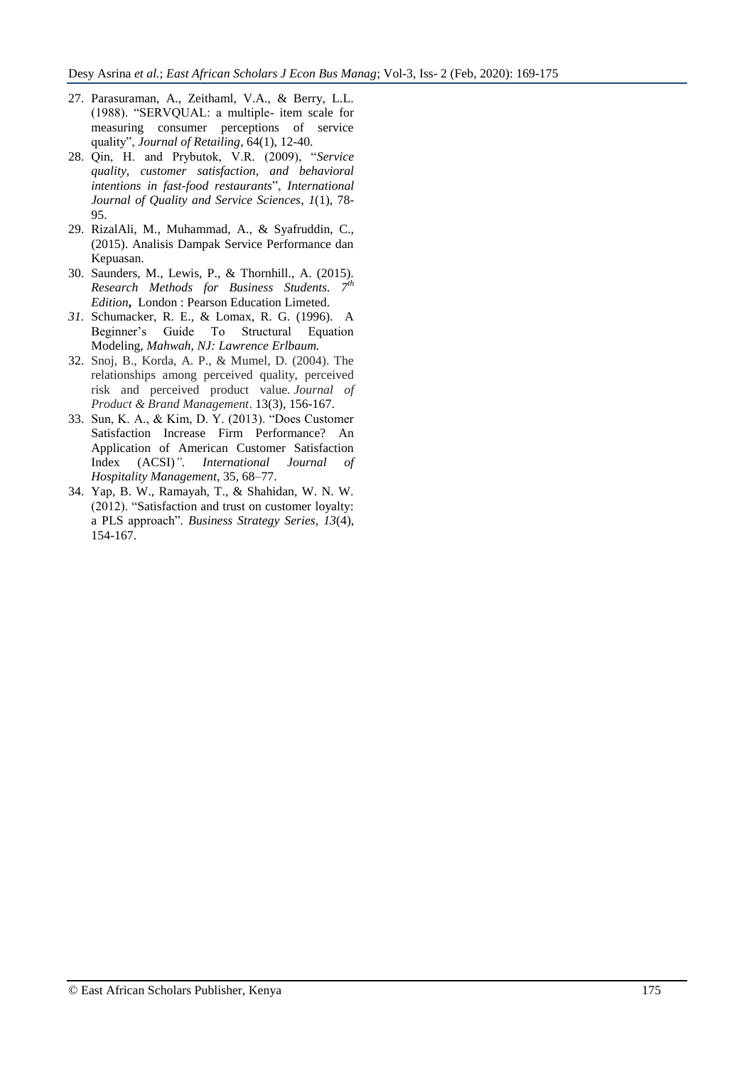27. Parasuraman, A., Zeithaml, V.A., & Berry, L.L. (1988). "SERVQUAL: a multiple- item scale for measuring consumer perceptions of service quality", *Journal of Retailing*, 64(1), 12-40.
28. Qin, H. and Prybutok, V.R. (2009), "*Service quality, customer satisfaction, and behavioral intentions in fast-food restaurants*", *International Journal of Quality and Service Sciences*, *1*(1), 78-95.
29. RizalAli, M., Muhammad, A., & Syafruddin, C., (2015). Analisis Dampak Service Performance dan Kepuasan.
30. Saunders, M., Lewis, P., & Thornhill., A. (2015). *Research Methods for Business Students. 7th Edition***,** London : Pearson Education Limeted.
31. Schumacker, R. E., & Lomax, R. G. (1996). A Beginner's Guide To Structural Equation Modeling, *Mahwah, NJ: Lawrence Erlbaum.*
32. Snoj, B., Korda, A. P., & Mumel, D. (2004). The relationships among perceived quality, perceived risk and perceived product value. *Journal of Product & Brand Management*. 13(3), 156-167.
33. Sun, K. A., & Kim, D. Y. (2013). "Does Customer Satisfaction Increase Firm Performance? An Application of American Customer Satisfaction Index (ACSI)*". International Journal of Hospitality Management*, 35, 68–77.
34. Yap, B. W., Ramayah, T., & Shahidan, W. N. W. (2012). "Satisfaction and trust on customer loyalty: a PLS approach". *Business Strategy Series*, *13*(4), 154-167.